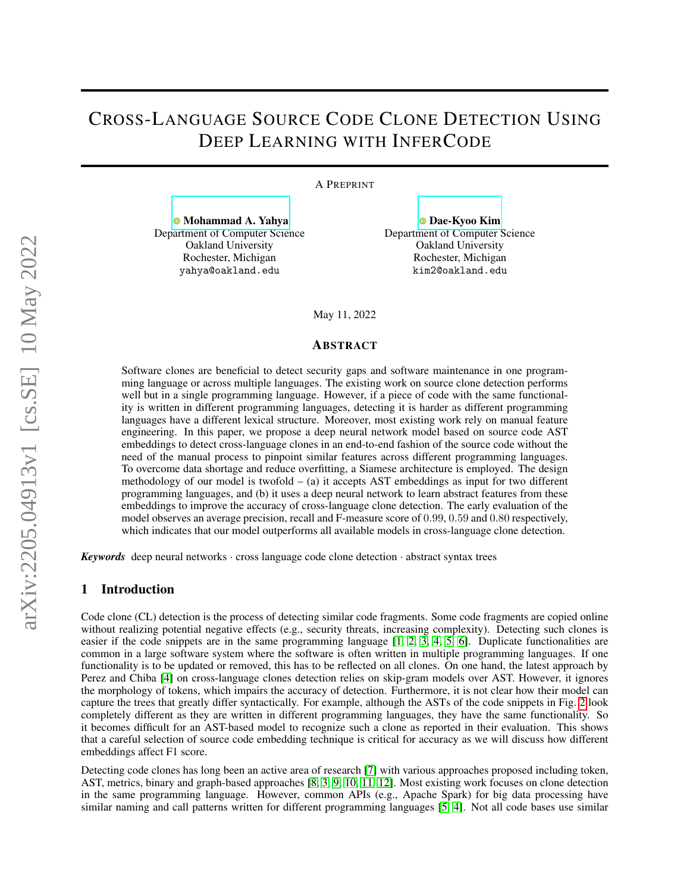# Cross-Language Source Code Clone Detection Using Deep Learning with InferCode

A Preprint

**Mohammad A. Yahya**
Department of Computer Science
Oakland University
Rochester, Michigan
yahya@oakland.edu

**Dae-Kyoo Kim**
Department of Computer Science
Oakland University
Rochester, Michigan
kim2@oakland.edu

May 11, 2022

## Abstract

Software clones are beneficial to detect security gaps and software maintenance in one programming language or across multiple languages. The existing work on source clone detection performs well but in a single programming language. However, if a piece of code with the same functionality is written in different programming languages, detecting it is harder as different programming languages have a different lexical structure. Moreover, most existing work rely on manual feature engineering. In this paper, we propose a deep neural network model based on source code AST embeddings to detect cross-language clones in an end-to-end fashion of the source code without the need of the manual process to pinpoint similar features across different programming languages. To overcome data shortage and reduce overfitting, a Siamese architecture is employed. The design methodology of our model is twofold – (a) it accepts AST embeddings as input for two different programming languages, and (b) it uses a deep neural network to learn abstract features from these embeddings to improve the accuracy of cross-language clone detection. The early evaluation of the model observes an average precision, recall and F-measure score of 0.99, 0.59 and 0.80 respectively, which indicates that our model outperforms all available models in cross-language clone detection.

***Keywords*** deep neural networks · cross language code clone detection · abstract syntax trees

## 1 Introduction

Code clone (CL) detection is the process of detecting similar code fragments. Some code fragments are copied online without realizing potential negative effects (e.g., security threats, increasing complexity). Detecting such clones is easier if the code snippets are in the same programming language [1, 2, 3, 4, 5, 6]. Duplicate functionalities are common in a large software system where the software is often written in multiple programming languages. If one functionality is to be updated or removed, this has to be reflected on all clones. On one hand, the latest approach by Perez and Chiba [4] on cross-language clones detection relies on skip-gram models over AST. However, it ignores the morphology of tokens, which impairs the accuracy of detection. Furthermore, it is not clear how their model can capture the trees that greatly differ syntactically. For example, although the ASTs of the code snippets in Fig. 2 look completely different as they are written in different programming languages, they have the same functionality. So it becomes difficult for an AST-based model to recognize such a clone as reported in their evaluation. This shows that a careful selection of source code embedding technique is critical for accuracy as we will discuss how different embeddings affect F1 score.

Detecting code clones has long been an active area of research [7] with various approaches proposed including token, AST, metrics, binary and graph-based approaches [8, 3, 9, 10, 11, 12]. Most existing work focuses on clone detection in the same programming language. However, common APIs (e.g., Apache Spark) for big data processing have similar naming and call patterns written for different programming languages [5, 4]. Not all code bases use similar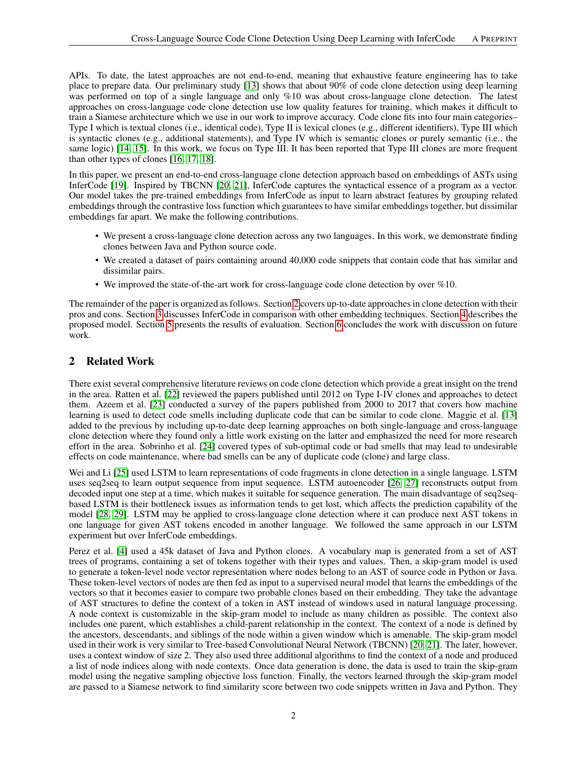APIs. To date, the latest approaches are not end-to-end, meaning that exhaustive feature engineering has to take place to prepare data. Our preliminary study [13] shows that about 90% of code clone detection using deep learning was performed on top of a single language and only %10 was about cross-language clone detection. The latest approaches on cross-language code clone detection use low quality features for training, which makes it difficult to train a Siamese architecture which we use in our work to improve accuracy. Code clone fits into four main categories– Type I which is textual clones (i.e., identical code), Type II is lexical clones (e.g., different identifiers), Type III which is syntactic clones (e.g., additional statements), and Type IV which is semantic clones or purely semantic (i.e., the same logic) [14, 15]. In this work, we focus on Type III. It has been reported that Type III clones are more frequent than other types of clones [16, 17, 18].

In this paper, we present an end-to-end cross-language clone detection approach based on embeddings of ASTs using InferCode [19]. Inspired by TBCNN [20, 21], InferCode captures the syntactical essence of a program as a vector. Our model takes the pre-trained embeddings from InferCode as input to learn abstract features by grouping related embeddings through the contrastive loss function which guarantees to have similar embeddings together, but dissimilar embeddings far apart. We make the following contributions.

- We present a cross-language clone detection across any two languages. In this work, we demonstrate finding clones between Java and Python source code.
- We created a dataset of pairs containing around 40,000 code snippets that contain code that has similar and dissimilar pairs.
- We improved the state-of-the-art work for cross-language code clone detection by over %10.

The remainder of the paper is organized as follows. Section 2 covers up-to-date approaches in clone detection with their pros and cons. Section 3 discusses InferCode in comparison with other embedding techniques. Section 4 describes the proposed model. Section 5 presents the results of evaluation. Section 6 concludes the work with discussion on future work.

## 2 Related Work

There exist several comprehensive literature reviews on code clone detection which provide a great insight on the trend in the area. Ratten et al. [22] reviewed the papers published until 2012 on Type I-IV clones and approaches to detect them. Azeem et al. [23] conducted a survey of the papers published from 2000 to 2017 that covers how machine learning is used to detect code smells including duplicate code that can be similar to code clone. Maggie et al. [13] added to the previous by including up-to-date deep learning approaches on both single-language and cross-language clone detection where they found only a little work existing on the latter and emphasized the need for more research effort in the area. Sobrinho et al. [24] covered types of sub-optimal code or bad smells that may lead to undesirable effects on code maintenance, where bad smells can be any of duplicate code (clone) and large class.

Wei and Li [25] used LSTM to learn representations of code fragments in clone detection in a single language. LSTM uses seq2seq to learn output sequence from input sequence. LSTM autoencoder [26, 27] reconstructs output from decoded input one step at a time, which makes it suitable for sequence generation. The main disadvantage of seq2seq-based LSTM is their bottleneck issues as information tends to get lost, which affects the prediction capability of the model [28, 29]. LSTM may be applied to cross-language clone detection where it can produce next AST tokens in one language for given AST tokens encoded in another language. We followed the same approach in our LSTM experiment but over InferCode embeddings.

Perez et al. [4] used a 45k dataset of Java and Python clones. A vocabulary map is generated from a set of AST trees of programs, containing a set of tokens together with their types and values. Then, a skip-gram model is used to generate a token-level node vector representation where nodes belong to an AST of source code in Python or Java. These token-level vectors of nodes are then fed as input to a supervised neural model that learns the embeddings of the vectors so that it becomes easier to compare two probable clones based on their embedding. They take the advantage of AST structures to define the context of a token in AST instead of windows used in natural language processing. A node context is customizable in the skip-gram model to include as many children as possible. The context also includes one parent, which establishes a child-parent relationship in the context. The context of a node is defined by the ancestors, descendants, and siblings of the node within a given window which is amenable. The skip-gram model used in their work is very similar to Tree-based Convolutional Neural Network (TBCNN) [20, 21]. The later, however, uses a context window of size 2. They also used three additional algorithms to find the context of a node and produced a list of node indices along with node contexts. Once data generation is done, the data is used to train the skip-gram model using the negative sampling objective loss function. Finally, the vectors learned through the skip-gram model are passed to a Siamese network to find similarity score between two code snippets written in Java and Python. They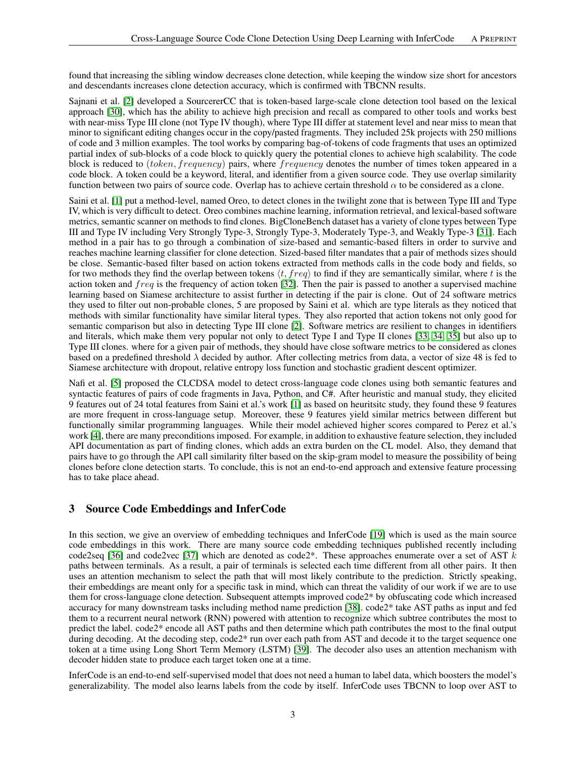found that increasing the sibling window decreases clone detection, while keeping the window size short for ancestors and descendants increases clone detection accuracy, which is confirmed with TBCNN results.

Sajnani et al. [2] developed a SourcererCC that is token-based large-scale clone detection tool based on the lexical approach [30], which has the ability to achieve high precision and recall as compared to other tools and works best with near-miss Type III clone (not Type IV though), where Type III differ at statement level and near miss to mean that minor to significant editing changes occur in the copy/pasted fragments. They included 25k projects with 250 millions of code and 3 million examples. The tool works by comparing bag-of-tokens of code fragments that uses an optimized partial index of sub-blocks of a code block to quickly query the potential clones to achieve high scalability. The code block is reduced to $(token, frequency)$ pairs, where $frequency$ denotes the number of times token appeared in a code block. A token could be a keyword, literal, and identifier from a given source code. They use overlap similarity function between two pairs of source code. Overlap has to achieve certain threshold $\alpha$ to be considered as a clone.

Saini et al. [1] put a method-level, named Oreo, to detect clones in the twilight zone that is between Type III and Type IV, which is very difficult to detect. Oreo combines machine learning, information retrieval, and lexical-based software metrics, semantic scanner on methods to find clones. BigCloneBench dataset has a variety of clone types between Type III and Type IV including Very Strongly Type-3, Strongly Type-3, Moderately Type-3, and Weakly Type-3 [31]. Each method in a pair has to go through a combination of size-based and semantic-based filters in order to survive and reaches machine learning classifier for clone detection. Sized-based filter mandates that a pair of methods sizes should be close. Semantic-based filter based on action tokens extracted from methods calls in the code body and fields, so for two methods they find the overlap between tokens $\langle t, freq \rangle$ to find if they are semantically similar, where $t$ is the action token and $freq$ is the frequency of action token [32]. Then the pair is passed to another a supervised machine learning based on Siamese architecture to assist further in detecting if the pair is clone. Out of 24 software metrics they used to filter out non-probable clones, 5 are proposed by Saini et al. which are type literals as they noticed that methods with similar functionality have similar literal types. They also reported that action tokens not only good for semantic comparison but also in detecting Type III clone [2]. Software metrics are resilient to changes in identifiers and literals, which make them very popular not only to detect Type I and Type II clones [33, 34, 35] but also up to Type III clones. where for a given pair of methods, they should have close software metrics to be considered as clones based on a predefined threshold $\lambda$ decided by author. After collecting metrics from data, a vector of size 48 is fed to Siamese architecture with dropout, relative entropy loss function and stochastic gradient descent optimizer.

Nafi et al. [5] proposed the CLCDSA model to detect cross-language code clones using both semantic features and syntactic features of pairs of code fragments in Java, Python, and C#. After heuristic and manual study, they elicited 9 features out of 24 total features from Saini et al.'s work [1] as based on heuritsitc study, they found these 9 features are more frequent in cross-language setup. Moreover, these 9 features yield similar metrics between different but functionally similar programming languages. While their model achieved higher scores compared to Perez et al.'s work [4], there are many preconditions imposed. For example, in addition to exhaustive feature selection, they included API documentation as part of finding clones, which adds an extra burden on the CL model. Also, they demand that pairs have to go through the API call similarity filter based on the skip-gram model to measure the possibility of being clones before clone detection starts. To conclude, this is not an end-to-end approach and extensive feature processing has to take place ahead.

## 3 Source Code Embeddings and InferCode

In this section, we give an overview of embedding techniques and InferCode [19] which is used as the main source code embeddings in this work. There are many source code embedding techniques published recently including code2seq [36] and code2vec [37] which are denoted as code2*. These approaches enumerate over a set of AST $k$ paths between terminals. As a result, a pair of terminals is selected each time different from all other pairs. It then uses an attention mechanism to select the path that will most likely contribute to the prediction. Strictly speaking, their embeddings are meant only for a specific task in mind, which can threat the validity of our work if we are to use them for cross-language clone detection. Subsequent attempts improved code2* by obfuscating code which increased accuracy for many downstream tasks including method name prediction [38]. code2* take AST paths as input and fed them to a recurrent neural network (RNN) powered with attention to recognize which subtree contributes the most to predict the label. code2* encode all AST paths and then determine which path contributes the most to the final output during decoding. At the decoding step, code2* run over each path from AST and decode it to the target sequence one token at a time using Long Short Term Memory (LSTM) [39]. The decoder also uses an attention mechanism with decoder hidden state to produce each target token one at a time.

InferCode is an end-to-end self-supervised model that does not need a human to label data, which boosters the model's generalizability. The model also learns labels from the code by itself. InferCode uses TBCNN to loop over AST to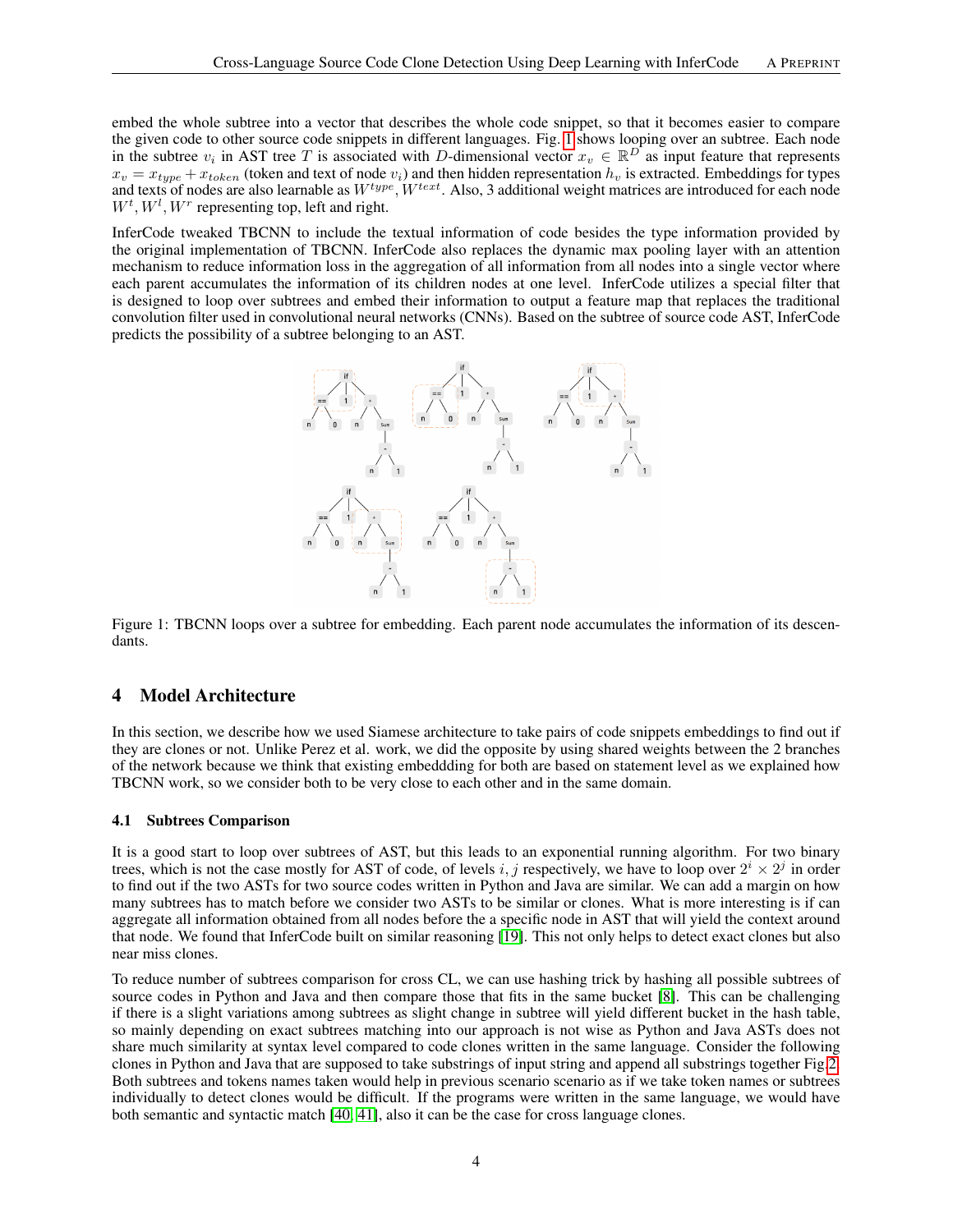embed the whole subtree into a vector that describes the whole code snippet, so that it becomes easier to compare the given code to other source code snippets in different languages. Fig. 1 shows looping over an subtree. Each node in the subtree $v_i$ in AST tree $T$ is associated with $D$-dimensional vector $x_v \in \mathbb{R}^D$ as input feature that represents $x_v = x_{type} + x_{token}$ (token and text of node $v_i$) and then hidden representation $h_v$ is extracted. Embeddings for types and texts of nodes are also learnable as $W^{type}, W^{text}$. Also, 3 additional weight matrices are introduced for each node $W^t, W^l, W^r$ representing top, left and right.

InferCode tweaked TBCNN to include the textual information of code besides the type information provided by the original implementation of TBCNN. InferCode also replaces the dynamic max pooling layer with an attention mechanism to reduce information loss in the aggregation of all information from all nodes into a single vector where each parent accumulates the information of its children nodes at one level. InferCode utilizes a special filter that is designed to loop over subtrees and embed their information to output a feature map that replaces the traditional convolution filter used in convolutional neural networks (CNNs). Based on the subtree of source code AST, InferCode predicts the possibility of a subtree belonging to an AST.

Figure 1: TBCNN loops over a subtree for embedding. Each parent node accumulates the information of its descendants.

## 4 Model Architecture

In this section, we describe how we used Siamese architecture to take pairs of code snippets embeddings to find out if they are clones or not. Unlike Perez et al. work, we did the opposite by using shared weights between the 2 branches of the network because we think that existing embeddding for both are based on statement level as we explained how TBCNN work, so we consider both to be very close to each other and in the same domain.

### 4.1 Subtrees Comparison

It is a good start to loop over subtrees of AST, but this leads to an exponential running algorithm. For two binary trees, which is not the case mostly for AST of code, of levels $i, j$ respectively, we have to loop over $2^i \times 2^j$ in order to find out if the two ASTs for two source codes written in Python and Java are similar. We can add a margin on how many subtrees has to match before we consider two ASTs to be similar or clones. What is more interesting is if can aggregate all information obtained from all nodes before the a specific node in AST that will yield the context around that node. We found that InferCode built on similar reasoning [19]. This not only helps to detect exact clones but also near miss clones.

To reduce number of subtrees comparison for cross CL, we can use hashing trick by hashing all possible subtrees of source codes in Python and Java and then compare those that fits in the same bucket [8]. This can be challenging if there is a slight variations among subtrees as slight change in subtree will yield different bucket in the hash table, so mainly depending on exact subtrees matching into our approach is not wise as Python and Java ASTs does not share much similarity at syntax level compared to code clones written in the same language. Consider the following clones in Python and Java that are supposed to take substrings of input string and append all substrings together Fig.2. Both subtrees and tokens names taken would help in previous scenario scenario as if we take token names or subtrees individually to detect clones would be difficult. If the programs were written in the same language, we would have both semantic and syntactic match [40, 41], also it can be the case for cross language clones.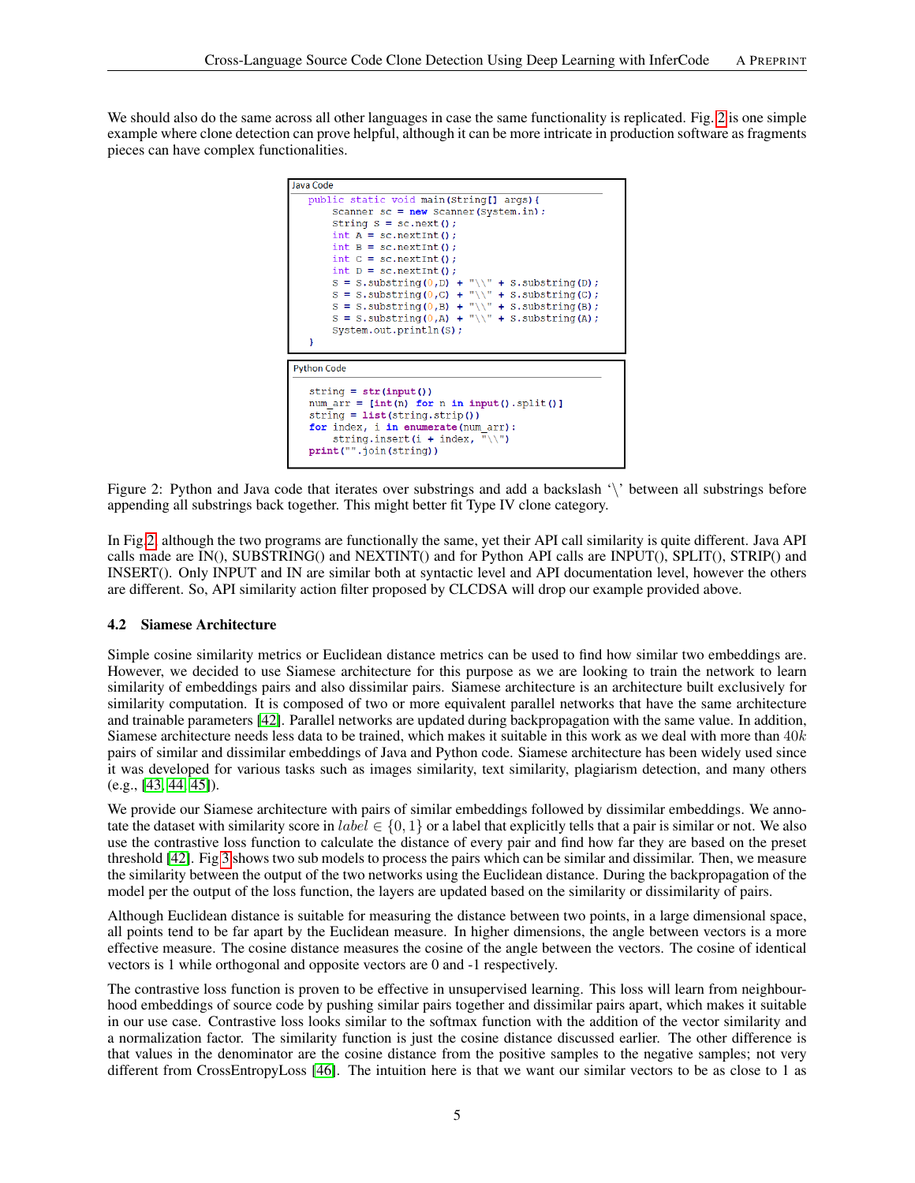We should also do the same across all other languages in case the same functionality is replicated. Fig. 2 is one simple example where clone detection can prove helpful, although it can be more intricate in production software as fragments pieces can have complex functionalities.

Java Code

```java
public static void main(String[] args){
    Scanner sc = new Scanner(System.in);
    String S = sc.next();
    int A = sc.nextInt();
    int B = sc.nextInt();
    int C = sc.nextInt();
    int D = sc.nextInt();
    S = S.substring(0,D) + "\\" + S.substring(D);
    S = S.substring(0,C) + "\\" + S.substring(C);
    S = S.substring(0,B) + "\\" + S.substring(B);
    S = S.substring(0,A) + "\\" + S.substring(A);
    System.out.println(S);
}
```

Python Code

```python
string = str(input())
num_arr = [int(n) for n in input().split()]
string = list(string.strip())
for index, i in enumerate(num_arr):
    string.insert(i + index, "\\")
print("".join(string))
```

Figure 2: Python and Java code that iterates over substrings and add a backslash '\' between all substrings before appending all substrings back together. This might better fit Type IV clone category.

In Fig 2, although the two programs are functionally the same, yet their API call similarity is quite different. Java API calls made are IN(), SUBSTRING() and NEXTINT() and for Python API calls are INPUT(), SPLIT(), STRIP() and INSERT(). Only INPUT and IN are similar both at syntactic level and API documentation level, however the others are different. So, API similarity action filter proposed by CLCDSA will drop our example provided above.

### 4.2 Siamese Architecture

Simple cosine similarity metrics or Euclidean distance metrics can be used to find how similar two embeddings are. However, we decided to use Siamese architecture for this purpose as we are looking to train the network to learn similarity of embeddings pairs and also dissimilar pairs. Siamese architecture is an architecture built exclusively for similarity computation. It is composed of two or more equivalent parallel networks that have the same architecture and trainable parameters [42]. Parallel networks are updated during backpropagation with the same value. In addition, Siamese architecture needs less data to be trained, which makes it suitable in this work as we deal with more than $40k$ pairs of similar and dissimilar embeddings of Java and Python code. Siamese architecture has been widely used since it was developed for various tasks such as images similarity, text similarity, plagiarism detection, and many others (e.g., [43, 44, 45]).

We provide our Siamese architecture with pairs of similar embeddings followed by dissimilar embeddings. We annotate the dataset with similarity score in $label \in \{0, 1\}$ or a label that explicitly tells that a pair is similar or not. We also use the contrastive loss function to calculate the distance of every pair and find how far they are based on the preset threshold [42]. Fig 3 shows two sub models to process the pairs which can be similar and dissimilar. Then, we measure the similarity between the output of the two networks using the Euclidean distance. During the backpropagation of the model per the output of the loss function, the layers are updated based on the similarity or dissimilarity of pairs.

Although Euclidean distance is suitable for measuring the distance between two points, in a large dimensional space, all points tend to be far apart by the Euclidean measure. In higher dimensions, the angle between vectors is a more effective measure. The cosine distance measures the cosine of the angle between the vectors. The cosine of identical vectors is 1 while orthogonal and opposite vectors are 0 and -1 respectively.

The contrastive loss function is proven to be effective in unsupervised learning. This loss will learn from neighbourhood embeddings of source code by pushing similar pairs together and dissimilar pairs apart, which makes it suitable in our use case. Contrastive loss looks similar to the softmax function with the addition of the vector similarity and a normalization factor. The similarity function is just the cosine distance discussed earlier. The other difference is that values in the denominator are the cosine distance from the positive samples to the negative samples; not very different from CrossEntropyLoss [46]. The intuition here is that we want our similar vectors to be as close to 1 as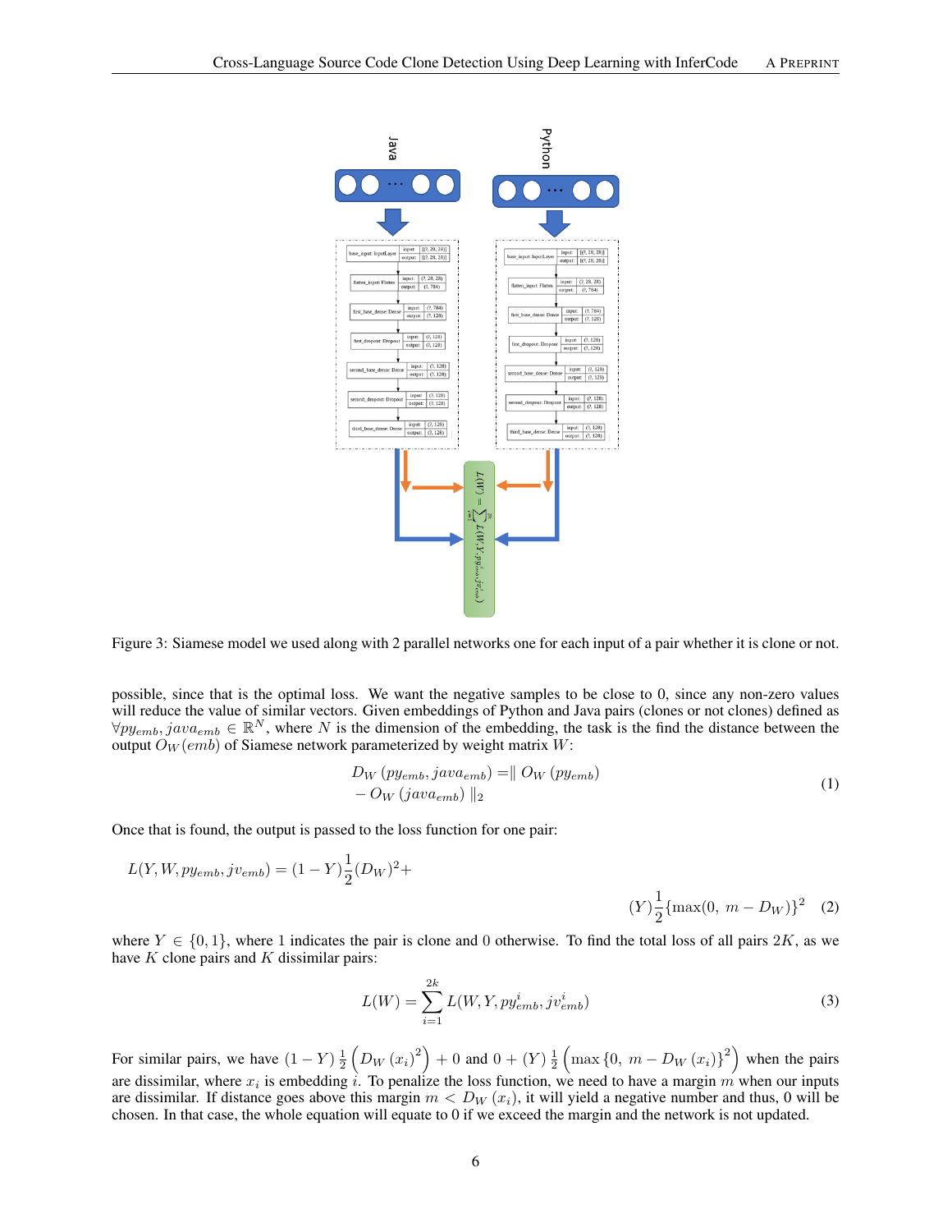Figure 3: Siamese model we used along with 2 parallel networks one for each input of a pair whether it is clone or not.

possible, since that is the optimal loss. We want the negative samples to be close to 0, since any non-zero values will reduce the value of similar vectors. Given embeddings of Python and Java pairs (clones or not clones) defined as $\forall py_{emb}, java_{emb} \in \mathbb{R}^N$, where $N$ is the dimension of the embedding, the task is the find the distance between the output $O_W(emb)$ of Siamese network parameterized by weight matrix $W$:

$$D_W\left(py_{emb}, java_{emb}\right) = \| O_W\left(py_{emb}\right) - O_W\left(java_{emb}\right) \|_2 \tag{1}$$

Once that is found, the output is passed to the loss function for one pair:

$$L(Y, W, py_{emb}, jv_{emb}) = (1 - Y)\frac{1}{2}(D_W)^2 + (Y)\frac{1}{2}\{\max(0,\ m - D_W)\}^2 \tag{2}$$

where $Y \in \{0, 1\}$, where 1 indicates the pair is clone and 0 otherwise. To find the total loss of all pairs $2K$, as we have $K$ clone pairs and $K$ dissimilar pairs:

$$L(W) = \sum_{i=1}^{2k} L(W, Y, py^i_{emb}, jv^i_{emb}) \tag{3}$$

For similar pairs, we have $(1 - Y)\frac{1}{2}\left(D_W\left(x_i\right)^2\right) + 0$ and $0 + (Y)\frac{1}{2}\left(\max\left\{0,\ m - D_W\left(x_i\right)\right\}^2\right)$ when the pairs are dissimilar, where $x_i$ is embedding $i$. To penalize the loss function, we need to have a margin $m$ when our inputs are dissimilar. If distance goes above this margin $m < D_W\left(x_i\right)$, it will yield a negative number and thus, 0 will be chosen. In that case, the whole equation will equate to 0 if we exceed the margin and the network is not updated.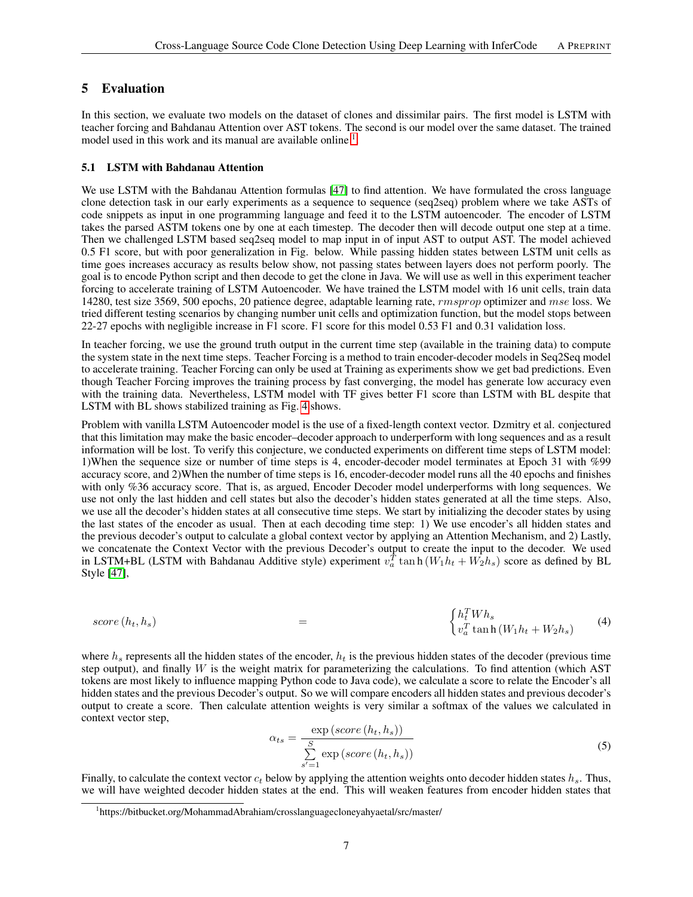# 5 Evaluation

In this section, we evaluate two models on the dataset of clones and dissimilar pairs. The first model is LSTM with teacher forcing and Bahdanau Attention over AST tokens. The second is our model over the same dataset. The trained model used in this work and its manual are available online.[1]

## 5.1 LSTM with Bahdanau Attention

We use LSTM with the Bahdanau Attention formulas [47] to find attention. We have formulated the cross language clone detection task in our early experiments as a sequence to sequence (seq2seq) problem where we take ASTs of code snippets as input in one programming language and feed it to the LSTM autoencoder. The encoder of LSTM takes the parsed ASTM tokens one by one at each timestep. The decoder then will decode output one step at a time. Then we challenged LSTM based seq2seq model to map input in of input AST to output AST. The model achieved 0.5 F1 score, but with poor generalization in Fig. below. While passing hidden states between LSTM unit cells as time goes increases accuracy as results below show, not passing states between layers does not perform poorly. The goal is to encode Python script and then decode to get the clone in Java. We will use as well in this experiment teacher forcing to accelerate training of LSTM Autoencoder. We have trained the LSTM model with 16 unit cells, train data 14280, test size 3569, 500 epochs, 20 patience degree, adaptable learning rate, $rmsprop$ optimizer and $mse$ loss. We tried different testing scenarios by changing number unit cells and optimization function, but the model stops between 22-27 epochs with negligible increase in F1 score. F1 score for this model 0.53 F1 and 0.31 validation loss.

In teacher forcing, we use the ground truth output in the current time step (available in the training data) to compute the system state in the next time steps. Teacher Forcing is a method to train encoder-decoder models in Seq2Seq model to accelerate training. Teacher Forcing can only be used at Training as experiments show we get bad predictions. Even though Teacher Forcing improves the training process by fast converging, the model has generate low accuracy even with the training data. Nevertheless, LSTM model with TF gives better F1 score than LSTM with BL despite that LSTM with BL shows stabilized training as Fig. 4 shows.

Problem with vanilla LSTM Autoencoder model is the use of a fixed-length context vector. Dzmitry et al. conjectured that this limitation may make the basic encoder–decoder approach to underperform with long sequences and as a result information will be lost. To verify this conjecture, we conducted experiments on different time steps of LSTM model: 1)When the sequence size or number of time steps is 4, encoder-decoder model terminates at Epoch 31 with %99 accuracy score, and 2)When the number of time steps is 16, encoder-decoder model runs all the 40 epochs and finishes with only %36 accuracy score. That is, as argued, Encoder Decoder model underperforms with long sequences. We use not only the last hidden and cell states but also the decoder's hidden states generated at all the time steps. Also, we use all the decoder's hidden states at all consecutive time steps. We start by initializing the decoder states by using the last states of the encoder as usual. Then at each decoding time step: 1) We use encoder's all hidden states and the previous decoder's output to calculate a global context vector by applying an Attention Mechanism, and 2) Lastly, we concatenate the Context Vector with the previous Decoder's output to create the input to the decoder. We used in LSTM+BL (LSTM with Bahdanau Additive style) experiment $v_a^T \tanh\left(W_1 h_t + W_2 h_s\right)$ score as defined by BL Style [47],

$$score\left(h_t, h_s\right) = \begin{cases} h_t^T W h_s \\ v_a^T \tanh\left(W_1 h_t + W_2 h_s\right) \end{cases} \tag{4}$$

where $h_s$ represents all the hidden states of the encoder, $h_t$ is the previous hidden states of the decoder (previous time step output), and finally $W$ is the weight matrix for parameterizing the calculations. To find attention (which AST tokens are most likely to influence mapping Python code to Java code), we calculate a score to relate the Encoder's all hidden states and the previous Decoder's output. So we will compare encoders all hidden states and previous decoder's output to create a score. Then calculate attention weights is very similar a softmax of the values we calculated in context vector step,

$$\alpha_{ts} = \frac{\exp\left(score\left(h_t, h_s\right)\right)}{\sum\limits_{s'=1}^{S} \exp\left(score\left(h_t, h_s\right)\right)} \tag{5}$$

Finally, to calculate the context vector $c_t$ below by applying the attention weights onto decoder hidden states $h_s$. Thus, we will have weighted decoder hidden states at the end. This will weaken features from encoder hidden states that

[1] https://bitbucket.org/MohammadAbrahiam/crosslanguagecloneyahyaetal/src/master/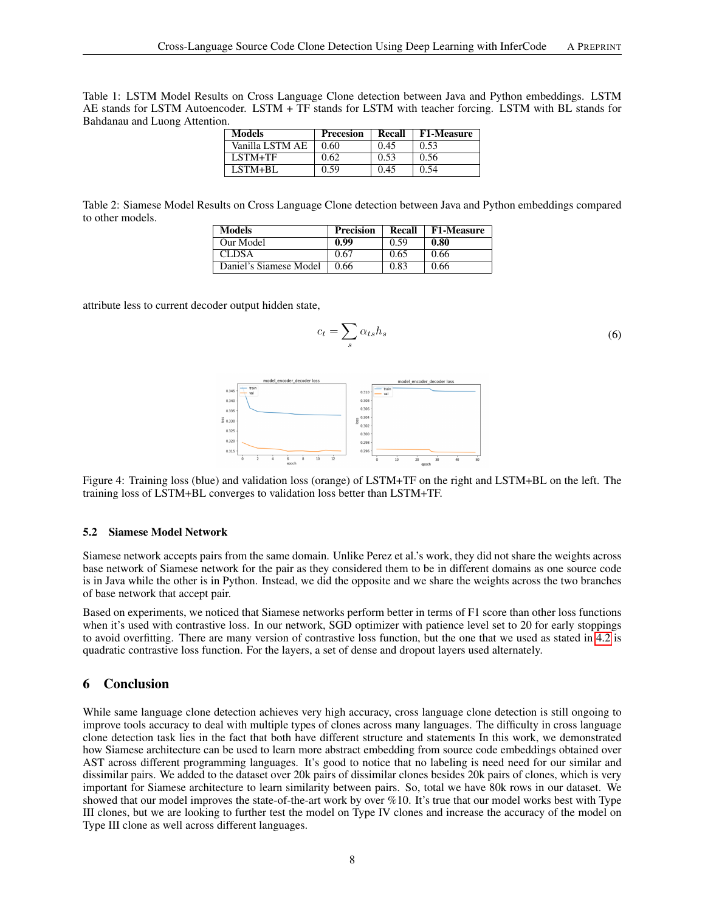Table 1: LSTM Model Results on Cross Language Clone detection between Java and Python embeddings. LSTM AE stands for LSTM Autoencoder. LSTM + TF stands for LSTM with teacher forcing. LSTM with BL stands for Bahdanau and Luong Attention.

| Models | Precesion | Recall | F1-Measure |
|---|---|---|---|
| Vanilla LSTM AE | 0.60 | 0.45 | 0.53 |
| LSTM+TF | 0.62 | 0.53 | 0.56 |
| LSTM+BL | 0.59 | 0.45 | 0.54 |

Table 2: Siamese Model Results on Cross Language Clone detection between Java and Python embeddings compared to other models.

| Models | Precision | Recall | F1-Measure |
|---|---|---|---|
| Our Model | **0.99** | 0.59 | **0.80** |
| CLDSA | 0.67 | 0.65 | 0.66 |
| Daniel's Siamese Model | 0.66 | 0.83 | 0.66 |

attribute less to current decoder output hidden state,

$$c_t = \sum_s \alpha_{ts} h_s \tag{6}$$

Figure 4: Training loss (blue) and validation loss (orange) of LSTM+TF on the right and LSTM+BL on the left. The training loss of LSTM+BL converges to validation loss better than LSTM+TF.

### 5.2 Siamese Model Network

Siamese network accepts pairs from the same domain. Unlike Perez et al.'s work, they did not share the weights across base network of Siamese network for the pair as they considered them to be in different domains as one source code is in Java while the other is in Python. Instead, we did the opposite and we share the weights across the two branches of base network that accept pair.

Based on experiments, we noticed that Siamese networks perform better in terms of F1 score than other loss functions when it's used with contrastive loss. In our network, SGD optimizer with patience level set to 20 for early stoppings to avoid overfitting. There are many version of contrastive loss function, but the one that we used as stated in 4.2 is quadratic contrastive loss function. For the layers, a set of dense and dropout layers used alternately.

## 6 Conclusion

While same language clone detection achieves very high accuracy, cross language clone detection is still ongoing to improve tools accuracy to deal with multiple types of clones across many languages. The difficulty in cross language clone detection task lies in the fact that both have different structure and statements In this work, we demonstrated how Siamese architecture can be used to learn more abstract embedding from source code embeddings obtained over AST across different programming languages. It's good to notice that no labeling is need need for our similar and dissimilar pairs. We added to the dataset over 20k pairs of dissimilar clones besides 20k pairs of clones, which is very important for Siamese architecture to learn similarity between pairs. So, total we have 80k rows in our dataset. We showed that our model improves the state-of-the-art work by over %10. It's true that our model works best with Type III clones, but we are looking to further test the model on Type IV clones and increase the accuracy of the model on Type III clone as well across different languages.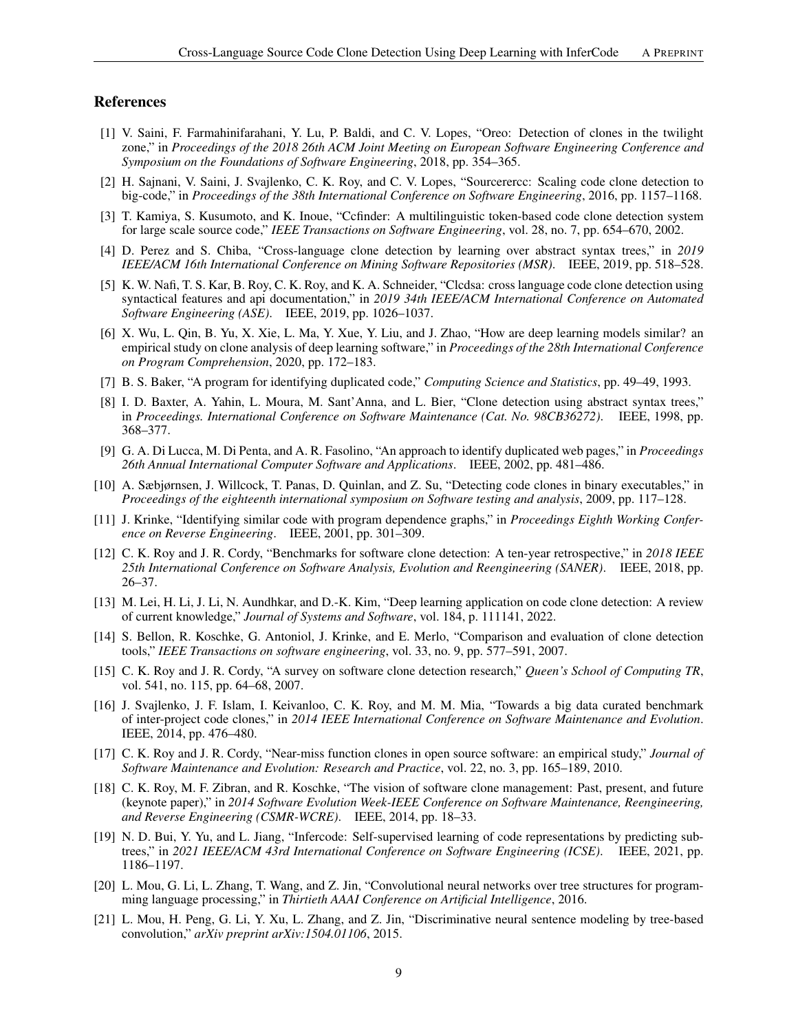## References

[1] V. Saini, F. Farmahinifarahani, Y. Lu, P. Baldi, and C. V. Lopes, "Oreo: Detection of clones in the twilight zone," in *Proceedings of the 2018 26th ACM Joint Meeting on European Software Engineering Conference and Symposium on the Foundations of Software Engineering*, 2018, pp. 354–365.

[2] H. Sajnani, V. Saini, J. Svajlenko, C. K. Roy, and C. V. Lopes, "Sourcerercc: Scaling code clone detection to big-code," in *Proceedings of the 38th International Conference on Software Engineering*, 2016, pp. 1157–1168.

[3] T. Kamiya, S. Kusumoto, and K. Inoue, "Ccfinder: A multilinguistic token-based code clone detection system for large scale source code," *IEEE Transactions on Software Engineering*, vol. 28, no. 7, pp. 654–670, 2002.

[4] D. Perez and S. Chiba, "Cross-language clone detection by learning over abstract syntax trees," in *2019 IEEE/ACM 16th International Conference on Mining Software Repositories (MSR)*. IEEE, 2019, pp. 518–528.

[5] K. W. Nafi, T. S. Kar, B. Roy, C. K. Roy, and K. A. Schneider, "Clcdsa: cross language code clone detection using syntactical features and api documentation," in *2019 34th IEEE/ACM International Conference on Automated Software Engineering (ASE)*. IEEE, 2019, pp. 1026–1037.

[6] X. Wu, L. Qin, B. Yu, X. Xie, L. Ma, Y. Xue, Y. Liu, and J. Zhao, "How are deep learning models similar? an empirical study on clone analysis of deep learning software," in *Proceedings of the 28th International Conference on Program Comprehension*, 2020, pp. 172–183.

[7] B. S. Baker, "A program for identifying duplicated code," *Computing Science and Statistics*, pp. 49–49, 1993.

[8] I. D. Baxter, A. Yahin, L. Moura, M. Sant'Anna, and L. Bier, "Clone detection using abstract syntax trees," in *Proceedings. International Conference on Software Maintenance (Cat. No. 98CB36272)*. IEEE, 1998, pp. 368–377.

[9] G. A. Di Lucca, M. Di Penta, and A. R. Fasolino, "An approach to identify duplicated web pages," in *Proceedings 26th Annual International Computer Software and Applications*. IEEE, 2002, pp. 481–486.

[10] A. Sæbjørnsen, J. Willcock, T. Panas, D. Quinlan, and Z. Su, "Detecting code clones in binary executables," in *Proceedings of the eighteenth international symposium on Software testing and analysis*, 2009, pp. 117–128.

[11] J. Krinke, "Identifying similar code with program dependence graphs," in *Proceedings Eighth Working Conference on Reverse Engineering*. IEEE, 2001, pp. 301–309.

[12] C. K. Roy and J. R. Cordy, "Benchmarks for software clone detection: A ten-year retrospective," in *2018 IEEE 25th International Conference on Software Analysis, Evolution and Reengineering (SANER)*. IEEE, 2018, pp. 26–37.

[13] M. Lei, H. Li, J. Li, N. Aundhkar, and D.-K. Kim, "Deep learning application on code clone detection: A review of current knowledge," *Journal of Systems and Software*, vol. 184, p. 111141, 2022.

[14] S. Bellon, R. Koschke, G. Antoniol, J. Krinke, and E. Merlo, "Comparison and evaluation of clone detection tools," *IEEE Transactions on software engineering*, vol. 33, no. 9, pp. 577–591, 2007.

[15] C. K. Roy and J. R. Cordy, "A survey on software clone detection research," *Queen's School of Computing TR*, vol. 541, no. 115, pp. 64–68, 2007.

[16] J. Svajlenko, J. F. Islam, I. Keivanloo, C. K. Roy, and M. M. Mia, "Towards a big data curated benchmark of inter-project code clones," in *2014 IEEE International Conference on Software Maintenance and Evolution*. IEEE, 2014, pp. 476–480.

[17] C. K. Roy and J. R. Cordy, "Near-miss function clones in open source software: an empirical study," *Journal of Software Maintenance and Evolution: Research and Practice*, vol. 22, no. 3, pp. 165–189, 2010.

[18] C. K. Roy, M. F. Zibran, and R. Koschke, "The vision of software clone management: Past, present, and future (keynote paper)," in *2014 Software Evolution Week-IEEE Conference on Software Maintenance, Reengineering, and Reverse Engineering (CSMR-WCRE)*. IEEE, 2014, pp. 18–33.

[19] N. D. Bui, Y. Yu, and L. Jiang, "Infercode: Self-supervised learning of code representations by predicting subtrees," in *2021 IEEE/ACM 43rd International Conference on Software Engineering (ICSE)*. IEEE, 2021, pp. 1186–1197.

[20] L. Mou, G. Li, L. Zhang, T. Wang, and Z. Jin, "Convolutional neural networks over tree structures for programming language processing," in *Thirtieth AAAI Conference on Artificial Intelligence*, 2016.

[21] L. Mou, H. Peng, G. Li, Y. Xu, L. Zhang, and Z. Jin, "Discriminative neural sentence modeling by tree-based convolution," *arXiv preprint arXiv:1504.01106*, 2015.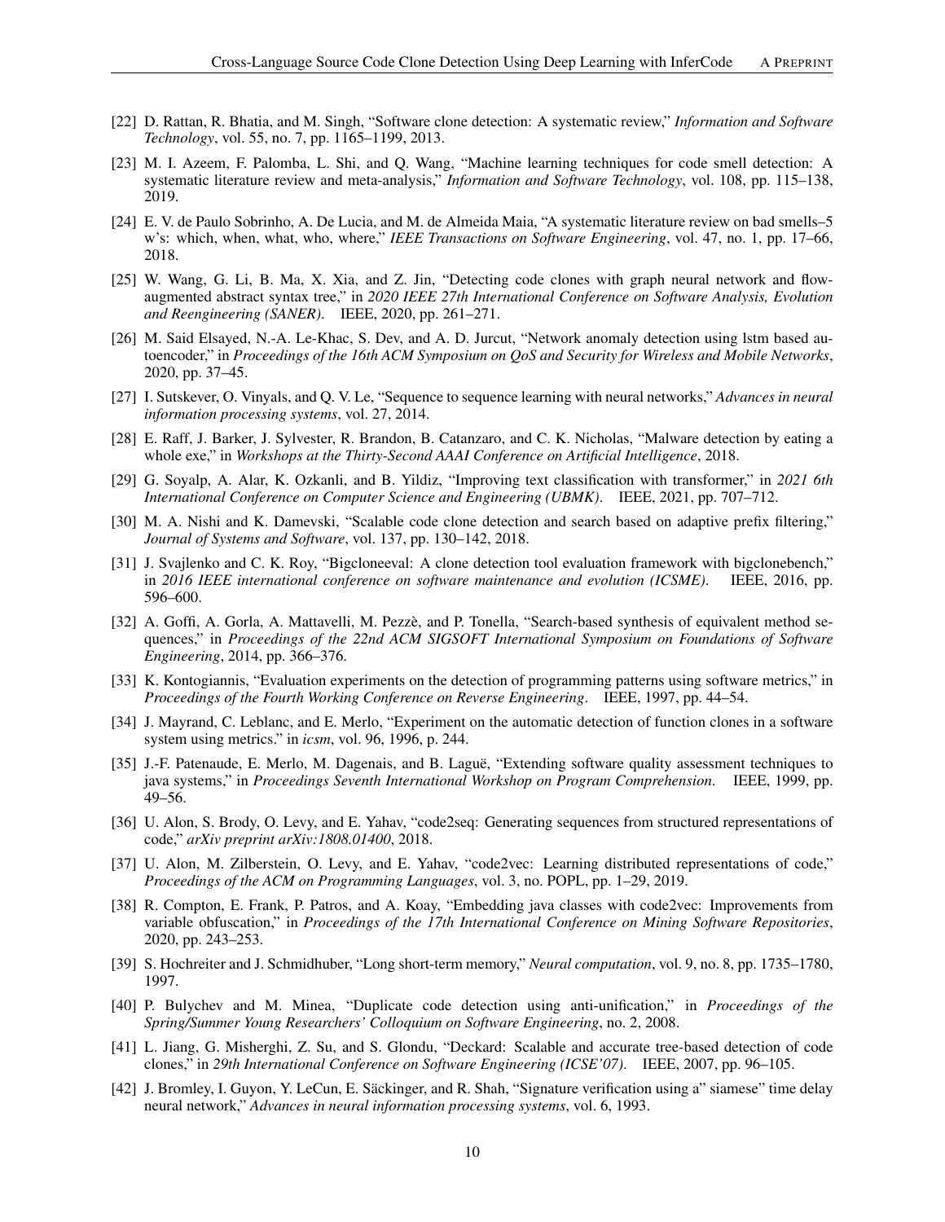[22] D. Rattan, R. Bhatia, and M. Singh, "Software clone detection: A systematic review," *Information and Software Technology*, vol. 55, no. 7, pp. 1165–1199, 2013.

[23] M. I. Azeem, F. Palomba, L. Shi, and Q. Wang, "Machine learning techniques for code smell detection: A systematic literature review and meta-analysis," *Information and Software Technology*, vol. 108, pp. 115–138, 2019.

[24] E. V. de Paulo Sobrinho, A. De Lucia, and M. de Almeida Maia, "A systematic literature review on bad smells–5 w's: which, when, what, who, where," *IEEE Transactions on Software Engineering*, vol. 47, no. 1, pp. 17–66, 2018.

[25] W. Wang, G. Li, B. Ma, X. Xia, and Z. Jin, "Detecting code clones with graph neural network and flow-augmented abstract syntax tree," in *2020 IEEE 27th International Conference on Software Analysis, Evolution and Reengineering (SANER)*. IEEE, 2020, pp. 261–271.

[26] M. Said Elsayed, N.-A. Le-Khac, S. Dev, and A. D. Jurcut, "Network anomaly detection using lstm based autoencoder," in *Proceedings of the 16th ACM Symposium on QoS and Security for Wireless and Mobile Networks*, 2020, pp. 37–45.

[27] I. Sutskever, O. Vinyals, and Q. V. Le, "Sequence to sequence learning with neural networks," *Advances in neural information processing systems*, vol. 27, 2014.

[28] E. Raff, J. Barker, J. Sylvester, R. Brandon, B. Catanzaro, and C. K. Nicholas, "Malware detection by eating a whole exe," in *Workshops at the Thirty-Second AAAI Conference on Artificial Intelligence*, 2018.

[29] G. Soyalp, A. Alar, K. Ozkanli, and B. Yildiz, "Improving text classification with transformer," in *2021 6th International Conference on Computer Science and Engineering (UBMK)*. IEEE, 2021, pp. 707–712.

[30] M. A. Nishi and K. Damevski, "Scalable code clone detection and search based on adaptive prefix filtering," *Journal of Systems and Software*, vol. 137, pp. 130–142, 2018.

[31] J. Svajlenko and C. K. Roy, "Bigcloneeval: A clone detection tool evaluation framework with bigclonebench," in *2016 IEEE international conference on software maintenance and evolution (ICSME)*. IEEE, 2016, pp. 596–600.

[32] A. Goffi, A. Gorla, A. Mattavelli, M. Pezzè, and P. Tonella, "Search-based synthesis of equivalent method sequences," in *Proceedings of the 22nd ACM SIGSOFT International Symposium on Foundations of Software Engineering*, 2014, pp. 366–376.

[33] K. Kontogiannis, "Evaluation experiments on the detection of programming patterns using software metrics," in *Proceedings of the Fourth Working Conference on Reverse Engineering*. IEEE, 1997, pp. 44–54.

[34] J. Mayrand, C. Leblanc, and E. Merlo, "Experiment on the automatic detection of function clones in a software system using metrics." in *icsm*, vol. 96, 1996, p. 244.

[35] J.-F. Patenaude, E. Merlo, M. Dagenais, and B. Laguë, "Extending software quality assessment techniques to java systems," in *Proceedings Seventh International Workshop on Program Comprehension*. IEEE, 1999, pp. 49–56.

[36] U. Alon, S. Brody, O. Levy, and E. Yahav, "code2seq: Generating sequences from structured representations of code," *arXiv preprint arXiv:1808.01400*, 2018.

[37] U. Alon, M. Zilberstein, O. Levy, and E. Yahav, "code2vec: Learning distributed representations of code," *Proceedings of the ACM on Programming Languages*, vol. 3, no. POPL, pp. 1–29, 2019.

[38] R. Compton, E. Frank, P. Patros, and A. Koay, "Embedding java classes with code2vec: Improvements from variable obfuscation," in *Proceedings of the 17th International Conference on Mining Software Repositories*, 2020, pp. 243–253.

[39] S. Hochreiter and J. Schmidhuber, "Long short-term memory," *Neural computation*, vol. 9, no. 8, pp. 1735–1780, 1997.

[40] P. Bulychev and M. Minea, "Duplicate code detection using anti-unification," in *Proceedings of the Spring/Summer Young Researchers' Colloquium on Software Engineering*, no. 2, 2008.

[41] L. Jiang, G. Misherghi, Z. Su, and S. Glondu, "Deckard: Scalable and accurate tree-based detection of code clones," in *29th International Conference on Software Engineering (ICSE'07)*. IEEE, 2007, pp. 96–105.

[42] J. Bromley, I. Guyon, Y. LeCun, E. Säckinger, and R. Shah, "Signature verification using a" siamese" time delay neural network," *Advances in neural information processing systems*, vol. 6, 1993.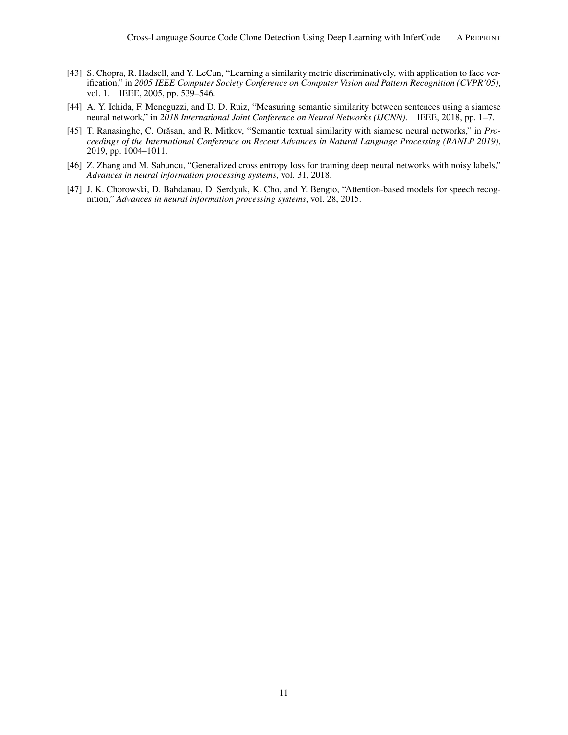[43] S. Chopra, R. Hadsell, and Y. LeCun, "Learning a similarity metric discriminatively, with application to face verification," in *2005 IEEE Computer Society Conference on Computer Vision and Pattern Recognition (CVPR'05)*, vol. 1. IEEE, 2005, pp. 539–546.

[44] A. Y. Ichida, F. Meneguzzi, and D. D. Ruiz, "Measuring semantic similarity between sentences using a siamese neural network," in *2018 International Joint Conference on Neural Networks (IJCNN)*. IEEE, 2018, pp. 1–7.

[45] T. Ranasinghe, C. Orăsan, and R. Mitkov, "Semantic textual similarity with siamese neural networks," in *Proceedings of the International Conference on Recent Advances in Natural Language Processing (RANLP 2019)*, 2019, pp. 1004–1011.

[46] Z. Zhang and M. Sabuncu, "Generalized cross entropy loss for training deep neural networks with noisy labels," *Advances in neural information processing systems*, vol. 31, 2018.

[47] J. K. Chorowski, D. Bahdanau, D. Serdyuk, K. Cho, and Y. Bengio, "Attention-based models for speech recognition," *Advances in neural information processing systems*, vol. 28, 2015.